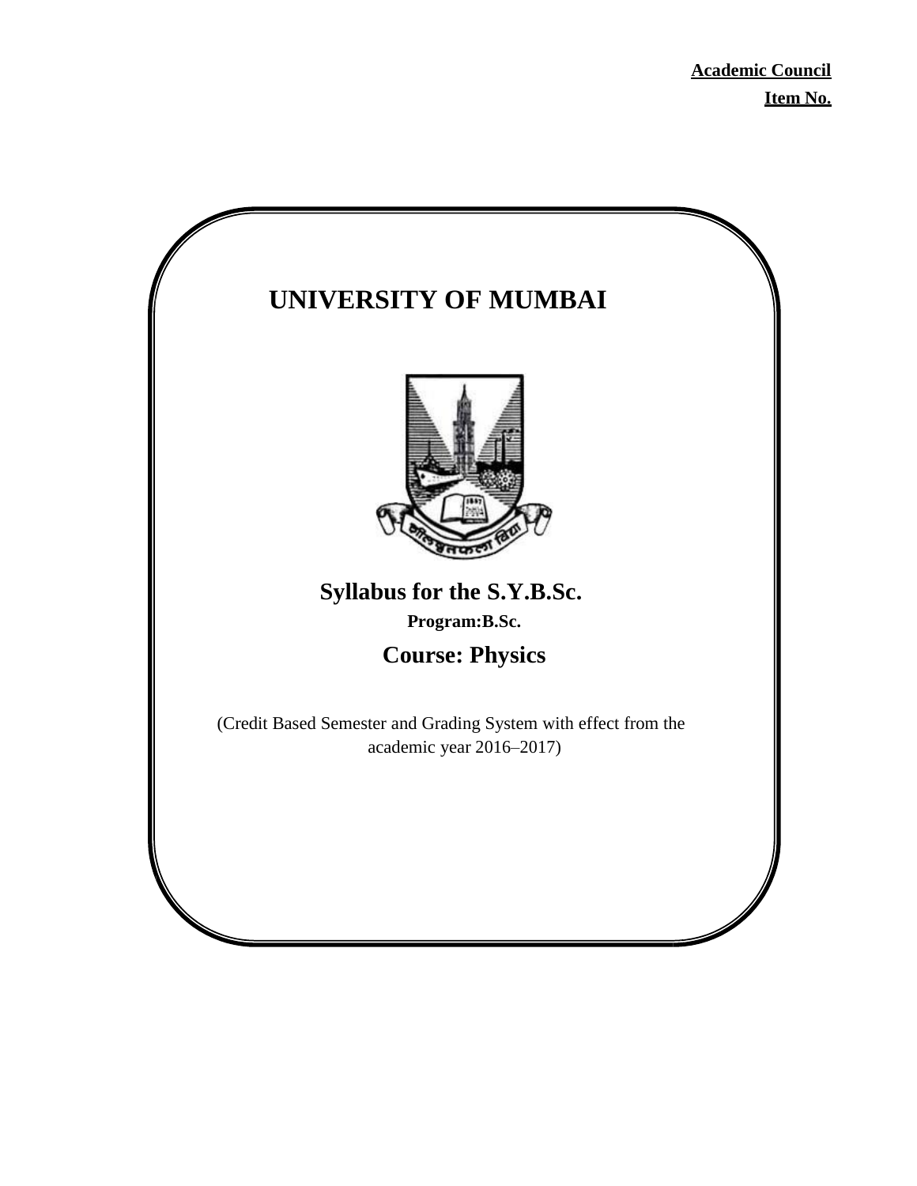**Academic Council**

**Item No.**

# UNIVERSITY OF MUMBAI

## Syllabus for the S.Y.B.Sc.

**Program:B.Sc.**

## Course: Physics

(Credit Based Semester and Grading System with effect from the academic year 2016–2017)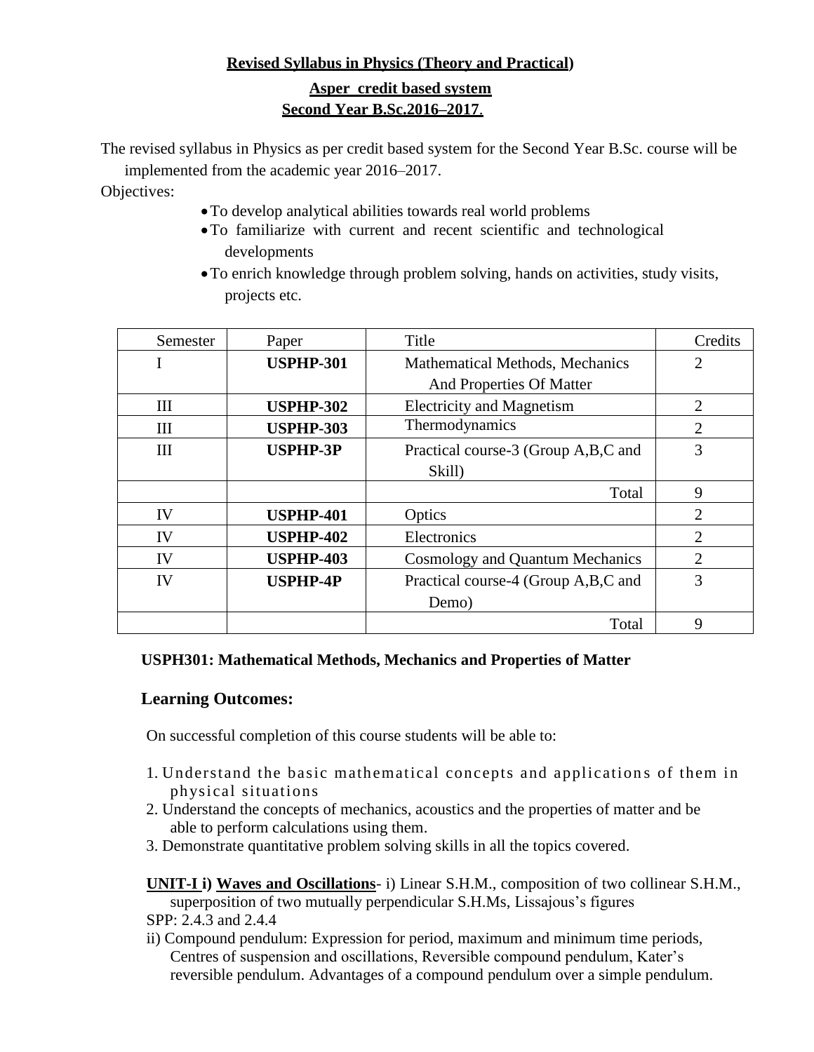**Revised Syllabus in Physics (Theory and Practical)**

**Asper credit based system**
**Second Year B.Sc.2016–2017.**

The revised syllabus in Physics as per credit based system for the Second Year B.Sc. course will be implemented from the academic year 2016–2017.

Objectives:

- To develop analytical abilities towards real world problems
- To familiarize with current and recent scientific and technological developments
- To enrich knowledge through problem solving, hands on activities, study visits, projects etc.

| Semester | Paper | Title | Credits |
|---|---|---|---|
| I | **USPHP-301** | Mathematical Methods, Mechanics And Properties Of Matter | 2 |
| III | **USPHP-302** | Electricity and Magnetism | 2 |
| III | **USPHP-303** | Thermodynamics | 2 |
| III | **USPHP-3P** | Practical course-3 (Group A,B,C and Skill) | 3 |
| | | Total | 9 |
| IV | **USPHP-401** | Optics | 2 |
| IV | **USPHP-402** | Electronics | 2 |
| IV | **USPHP-403** | Cosmology and Quantum Mechanics | 2 |
| IV | **USPHP-4P** | Practical course-4 (Group A,B,C and Demo) | 3 |
| | | Total | 9 |

**USPH301: Mathematical Methods, Mechanics and Properties of Matter**

## Learning Outcomes:

On successful completion of this course students will be able to:

1. Understand the basic mathematical concepts and applications of them in physical situations
2. Understand the concepts of mechanics, acoustics and the properties of matter and be able to perform calculations using them.
3. Demonstrate quantitative problem solving skills in all the topics covered.

**UNIT-I i) Waves and Oscillations**- i) Linear S.H.M., composition of two collinear S.H.M., superposition of two mutually perpendicular S.H.Ms, Lissajous's figures

SPP: 2.4.3 and 2.4.4

ii) Compound pendulum: Expression for period, maximum and minimum time periods, Centres of suspension and oscillations, Reversible compound pendulum, Kater's reversible pendulum. Advantages of a compound pendulum over a simple pendulum.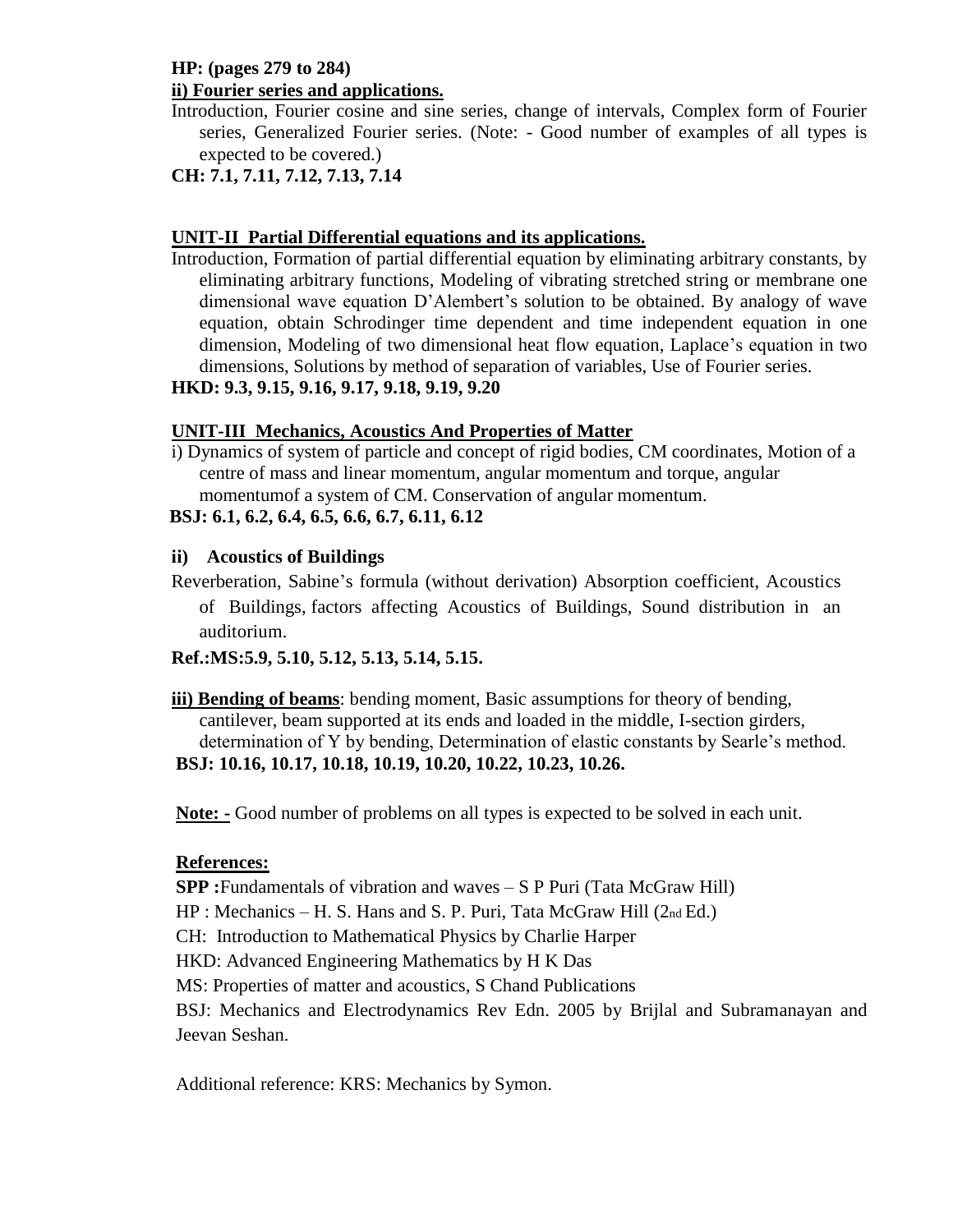**HP: (pages 279 to 284)**

**ii) Fourier series and applications.**

Introduction, Fourier cosine and sine series, change of intervals, Complex form of Fourier series, Generalized Fourier series. (Note: - Good number of examples of all types is expected to be covered.)

**CH: 7.1, 7.11, 7.12, 7.13, 7.14**

## UNIT-II Partial Differential equations and its applications.

Introduction, Formation of partial differential equation by eliminating arbitrary constants, by eliminating arbitrary functions, Modeling of vibrating stretched string or membrane one dimensional wave equation D'Alembert's solution to be obtained. By analogy of wave equation, obtain Schrodinger time dependent and time independent equation in one dimension, Modeling of two dimensional heat flow equation, Laplace's equation in two dimensions, Solutions by method of separation of variables, Use of Fourier series.

**HKD: 9.3, 9.15, 9.16, 9.17, 9.18, 9.19, 9.20**

## UNIT-III Mechanics, Acoustics And Properties of Matter

i) Dynamics of system of particle and concept of rigid bodies, CM coordinates, Motion of a centre of mass and linear momentum, angular momentum and torque, angular momentumof a system of CM. Conservation of angular momentum.

**BSJ: 6.1, 6.2, 6.4, 6.5, 6.6, 6.7, 6.11, 6.12**

**ii) Acoustics of Buildings**

Reverberation, Sabine's formula (without derivation) Absorption coefficient, Acoustics of Buildings, factors affecting Acoustics of Buildings, Sound distribution in an auditorium.

**Ref.:MS:5.9, 5.10, 5.12, 5.13, 5.14, 5.15.**

**iii) Bending of beams**: bending moment, Basic assumptions for theory of bending, cantilever, beam supported at its ends and loaded in the middle, I-section girders, determination of Y by bending, Determination of elastic constants by Searle's method.

**BSJ: 10.16, 10.17, 10.18, 10.19, 10.20, 10.22, 10.23, 10.26.**

**Note: -** Good number of problems on all types is expected to be solved in each unit.

**References:**

**SPP :**Fundamentals of vibration and waves – S P Puri (Tata McGraw Hill)

HP : Mechanics – H. S. Hans and S. P. Puri, Tata McGraw Hill (2nd Ed.)

CH: Introduction to Mathematical Physics by Charlie Harper

HKD: Advanced Engineering Mathematics by H K Das

MS: Properties of matter and acoustics, S Chand Publications

BSJ: Mechanics and Electrodynamics Rev Edn. 2005 by Brijlal and Subramanayan and Jeevan Seshan.

Additional reference: KRS: Mechanics by Symon.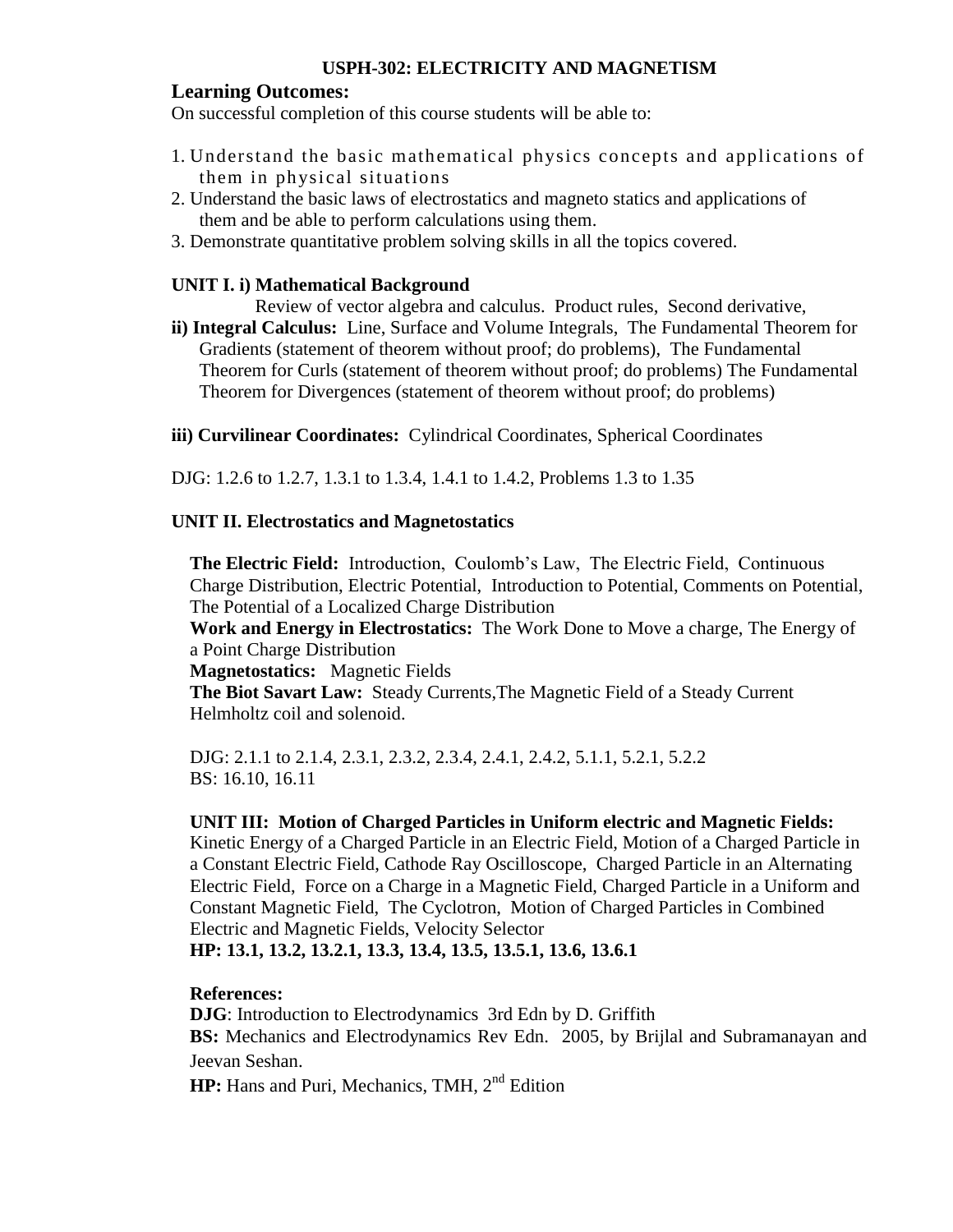## USPH-302: ELECTRICITY AND MAGNETISM

### Learning Outcomes:

On successful completion of this course students will be able to:

1. Understand the basic mathematical physics concepts and applications of them in physical situations
2. Understand the basic laws of electrostatics and magneto statics and applications of them and be able to perform calculations using them.
3. Demonstrate quantitative problem solving skills in all the topics covered.

**UNIT I. i) Mathematical Background**

Review of vector algebra and calculus. Product rules, Second derivative,

**ii) Integral Calculus:** Line, Surface and Volume Integrals, The Fundamental Theorem for Gradients (statement of theorem without proof; do problems), The Fundamental Theorem for Curls (statement of theorem without proof; do problems) The Fundamental Theorem for Divergences (statement of theorem without proof; do problems)

**iii) Curvilinear Coordinates:** Cylindrical Coordinates, Spherical Coordinates

DJG: 1.2.6 to 1.2.7, 1.3.1 to 1.3.4, 1.4.1 to 1.4.2, Problems 1.3 to 1.35

**UNIT II. Electrostatics and Magnetostatics**

**The Electric Field:** Introduction, Coulomb's Law, The Electric Field, Continuous Charge Distribution, Electric Potential, Introduction to Potential, Comments on Potential, The Potential of a Localized Charge Distribution

**Work and Energy in Electrostatics:** The Work Done to Move a charge, The Energy of a Point Charge Distribution

**Magnetostatics:** Magnetic Fields

**The Biot Savart Law:** Steady Currents,The Magnetic Field of a Steady Current Helmholtz coil and solenoid.

DJG: 2.1.1 to 2.1.4, 2.3.1, 2.3.2, 2.3.4, 2.4.1, 2.4.2, 5.1.1, 5.2.1, 5.2.2
BS: 16.10, 16.11

**UNIT III: Motion of Charged Particles in Uniform electric and Magnetic Fields:**
Kinetic Energy of a Charged Particle in an Electric Field, Motion of a Charged Particle in a Constant Electric Field, Cathode Ray Oscilloscope, Charged Particle in an Alternating Electric Field, Force on a Charge in a Magnetic Field, Charged Particle in a Uniform and Constant Magnetic Field, The Cyclotron, Motion of Charged Particles in Combined Electric and Magnetic Fields, Velocity Selector
**HP: 13.1, 13.2, 13.2.1, 13.3, 13.4, 13.5, 13.5.1, 13.6, 13.6.1**

**References:**

**DJG**: Introduction to Electrodynamics 3rd Edn by D. Griffith
**BS:** Mechanics and Electrodynamics Rev Edn. 2005, by Brijlal and Subramanayan and Jeevan Seshan.
**HP:** Hans and Puri, Mechanics, TMH, 2nd Edition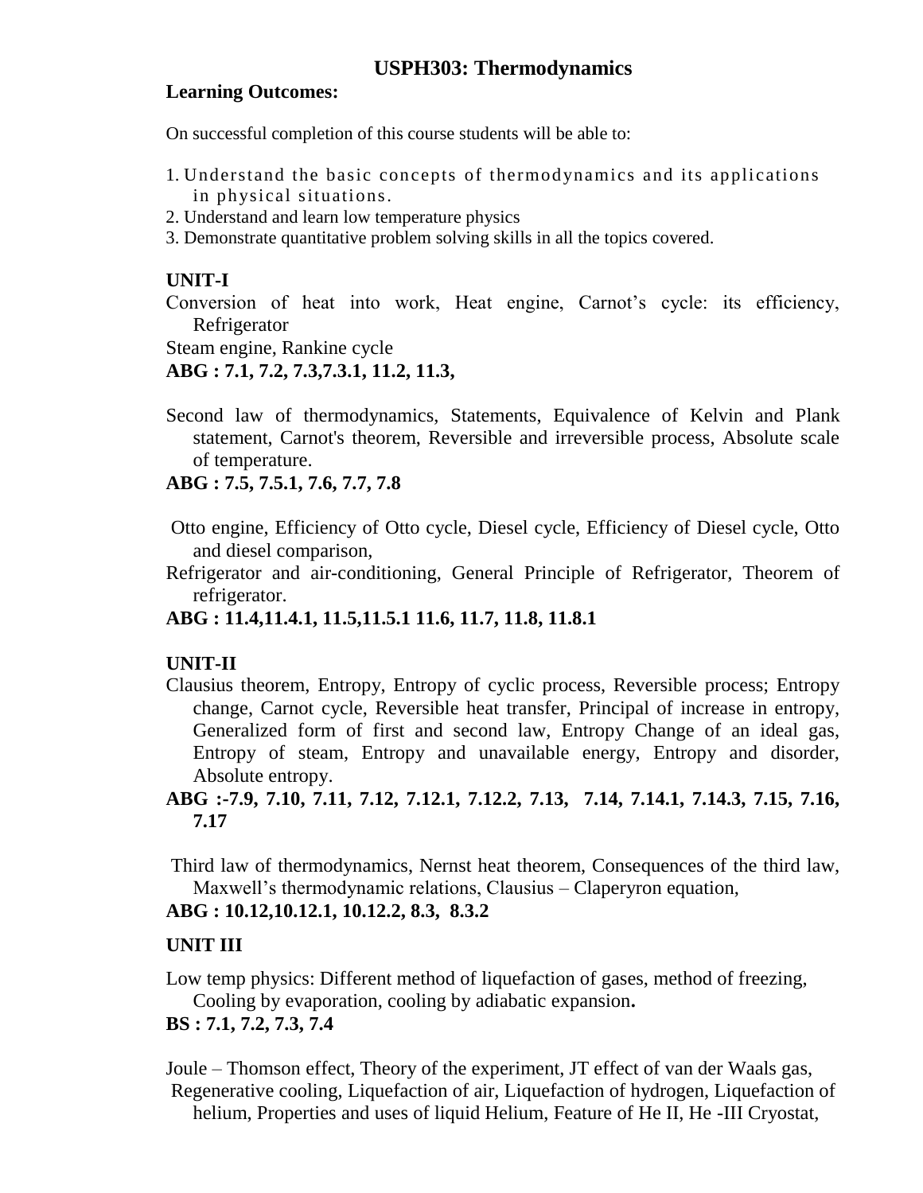# USPH303: Thermodynamics

**Learning Outcomes:**

On successful completion of this course students will be able to:

1. Understand the basic concepts of thermodynamics and its applications in physical situations.
2. Understand and learn low temperature physics
3. Demonstrate quantitative problem solving skills in all the topics covered.

## UNIT-I

Conversion of heat into work, Heat engine, Carnot's cycle: its efficiency, Refrigerator

Steam engine, Rankine cycle

**ABG : 7.1, 7.2, 7.3,7.3.1, 11.2, 11.3,**

Second law of thermodynamics, Statements, Equivalence of Kelvin and Plank statement, Carnot's theorem, Reversible and irreversible process, Absolute scale of temperature.

**ABG : 7.5, 7.5.1, 7.6, 7.7, 7.8**

Otto engine, Efficiency of Otto cycle, Diesel cycle, Efficiency of Diesel cycle, Otto and diesel comparison,

Refrigerator and air-conditioning, General Principle of Refrigerator, Theorem of refrigerator.

**ABG : 11.4,11.4.1, 11.5,11.5.1 11.6, 11.7, 11.8, 11.8.1**

## UNIT-II

Clausius theorem, Entropy, Entropy of cyclic process, Reversible process; Entropy change, Carnot cycle, Reversible heat transfer, Principal of increase in entropy, Generalized form of first and second law, Entropy Change of an ideal gas, Entropy of steam, Entropy and unavailable energy, Entropy and disorder, Absolute entropy.

**ABG :-7.9, 7.10, 7.11, 7.12, 7.12.1, 7.12.2, 7.13, 7.14, 7.14.1, 7.14.3, 7.15, 7.16, 7.17**

Third law of thermodynamics, Nernst heat theorem, Consequences of the third law, Maxwell's thermodynamic relations, Clausius – Claperyron equation,

**ABG : 10.12,10.12.1, 10.12.2, 8.3, 8.3.2**

## UNIT III

Low temp physics: Different method of liquefaction of gases, method of freezing, Cooling by evaporation, cooling by adiabatic expansion**.**

**BS : 7.1, 7.2, 7.3, 7.4**

Joule – Thomson effect, Theory of the experiment, JT effect of van der Waals gas, Regenerative cooling, Liquefaction of air, Liquefaction of hydrogen, Liquefaction of helium, Properties and uses of liquid Helium, Feature of He II, He -III Cryostat,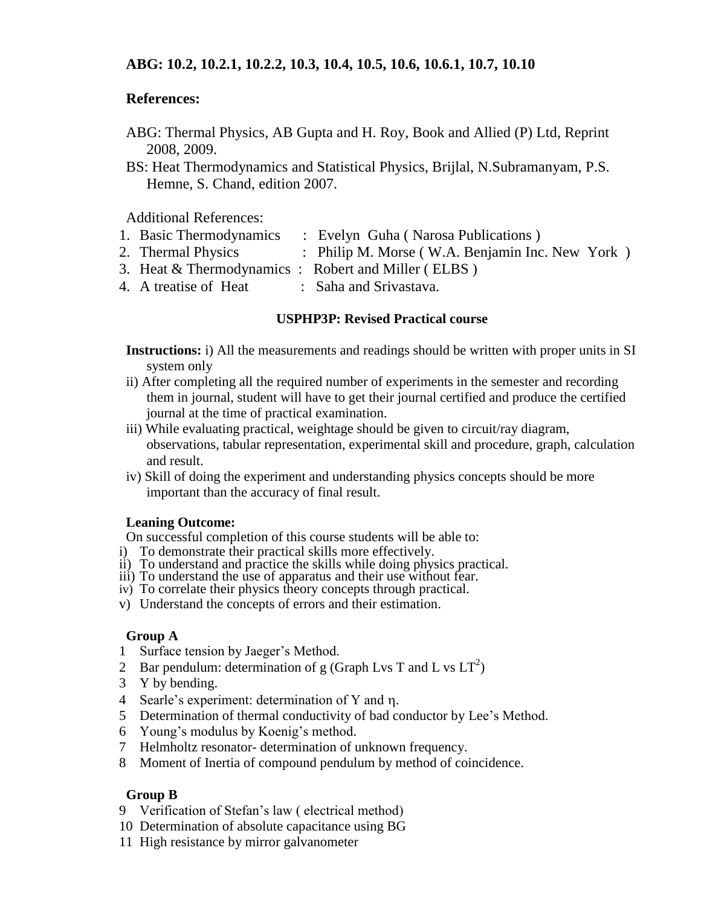**ABG: 10.2, 10.2.1, 10.2.2, 10.3, 10.4, 10.5, 10.6, 10.6.1, 10.7, 10.10**

**References:**

ABG: Thermal Physics, AB Gupta and H. Roy, Book and Allied (P) Ltd, Reprint 2008, 2009.

BS: Heat Thermodynamics and Statistical Physics, Brijlal, N.Subramanyam, P.S. Hemne, S. Chand, edition 2007.

Additional References:

1. Basic Thermodynamics : Evelyn Guha ( Narosa Publications )
2. Thermal Physics : Philip M. Morse ( W.A. Benjamin Inc. New York )
3. Heat & Thermodynamics : Robert and Miller ( ELBS )
4. A treatise of Heat : Saha and Srivastava.

**USPHP3P: Revised Practical course**

**Instructions:** i) All the measurements and readings should be written with proper units in SI system only

ii) After completing all the required number of experiments in the semester and recording them in journal, student will have to get their journal certified and produce the certified journal at the time of practical examination.

iii) While evaluating practical, weightage should be given to circuit/ray diagram, observations, tabular representation, experimental skill and procedure, graph, calculation and result.

iv) Skill of doing the experiment and understanding physics concepts should be more important than the accuracy of final result.

**Leaning Outcome:**

On successful completion of this course students will be able to:

i) To demonstrate their practical skills more effectively.
ii) To understand and practice the skills while doing physics practical.
iii) To understand the use of apparatus and their use without fear.
iv) To correlate their physics theory concepts through practical.
v) Understand the concepts of errors and their estimation.

**Group A**

1. Surface tension by Jaeger's Method.
2. Bar pendulum: determination of g (Graph Lvs T and L vs $LT^2$)
3. Y by bending.
4. Searle's experiment: determination of Y and $\eta$.
5. Determination of thermal conductivity of bad conductor by Lee's Method.
6. Young's modulus by Koenig's method.
7. Helmholtz resonator- determination of unknown frequency.
8. Moment of Inertia of compound pendulum by method of coincidence.

**Group B**

9. Verification of Stefan's law ( electrical method)
10. Determination of absolute capacitance using BG
11. High resistance by mirror galvanometer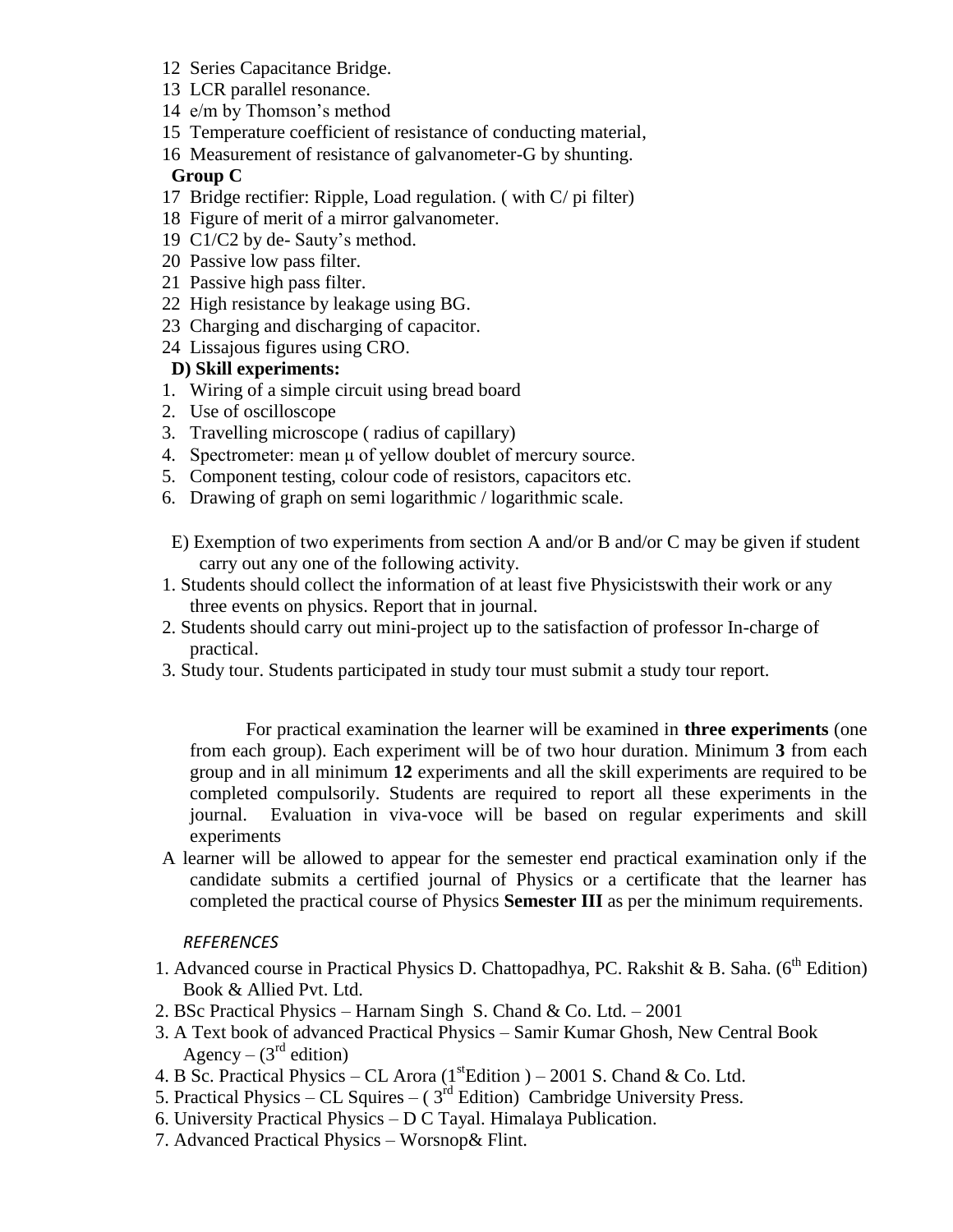12 Series Capacitance Bridge.
13 LCR parallel resonance.
14 e/m by Thomson's method
15 Temperature coefficient of resistance of conducting material,
16 Measurement of resistance of galvanometer-G by shunting.

**Group C**

17 Bridge rectifier: Ripple, Load regulation. ( with C/ pi filter)
18 Figure of merit of a mirror galvanometer.
19 C1/C2 by de- Sauty's method.
20 Passive low pass filter.
21 Passive high pass filter.
22 High resistance by leakage using BG.
23 Charging and discharging of capacitor.
24 Lissajous figures using CRO.

**D) Skill experiments:**

1. Wiring of a simple circuit using bread board
2. Use of oscilloscope
3. Travelling microscope ( radius of capillary)
4. Spectrometer: mean $\mu$ of yellow doublet of mercury source.
5. Component testing, colour code of resistors, capacitors etc.
6. Drawing of graph on semi logarithmic / logarithmic scale.

E) Exemption of two experiments from section A and/or B and/or C may be given if student carry out any one of the following activity.

1. Students should collect the information of at least five Physicistswith their work or any three events on physics. Report that in journal.
2. Students should carry out mini-project up to the satisfaction of professor In-charge of practical.
3. Study tour. Students participated in study tour must submit a study tour report.

For practical examination the learner will be examined in **three experiments** (one from each group). Each experiment will be of two hour duration. Minimum **3** from each group and in all minimum **12** experiments and all the skill experiments are required to be completed compulsorily. Students are required to report all these experiments in the journal. Evaluation in viva-voce will be based on regular experiments and skill experiments

A learner will be allowed to appear for the semester end practical examination only if the candidate submits a certified journal of Physics or a certificate that the learner has completed the practical course of Physics **Semester III** as per the minimum requirements.

*REFERENCES*

1. Advanced course in Practical Physics D. Chattopadhya, PC. Rakshit & B. Saha. (6th Edition) Book & Allied Pvt. Ltd.
2. BSc Practical Physics – Harnam Singh S. Chand & Co. Ltd. – 2001
3. A Text book of advanced Practical Physics – Samir Kumar Ghosh, New Central Book Agency – (3rd edition)
4. B Sc. Practical Physics – CL Arora (1stEdition ) – 2001 S. Chand & Co. Ltd.
5. Practical Physics – CL Squires – ( 3rd Edition) Cambridge University Press.
6. University Practical Physics – D C Tayal. Himalaya Publication.
7. Advanced Practical Physics – Worsnop& Flint.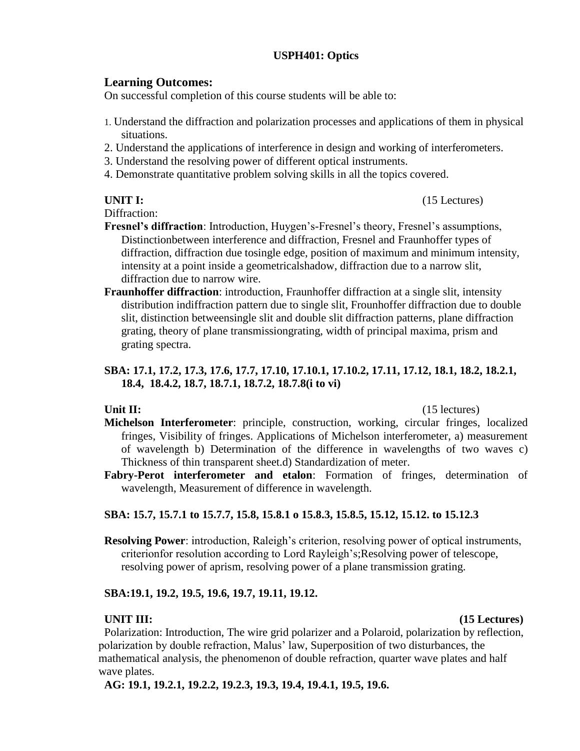**USPH401: Optics**

## Learning Outcomes:

On successful completion of this course students will be able to:

1. Understand the diffraction and polarization processes and applications of them in physical situations.
2. Understand the applications of interference in design and working of interferometers.
3. Understand the resolving power of different optical instruments.
4. Demonstrate quantitative problem solving skills in all the topics covered.

**UNIT I:** (15 Lectures)

Diffraction:

**Fresnel's diffraction**: Introduction, Huygen's-Fresnel's theory, Fresnel's assumptions, Distinctionbetween interference and diffraction, Fresnel and Fraunhoffer types of diffraction, diffraction due tosingle edge, position of maximum and minimum intensity, intensity at a point inside a geometricalshadow, diffraction due to a narrow slit, diffraction due to narrow wire.

**Fraunhoffer diffraction**: introduction, Fraunhoffer diffraction at a single slit, intensity distribution indiffraction pattern due to single slit, Frounhoffer diffraction due to double slit, distinction betweensingle slit and double slit diffraction patterns, plane diffraction grating, theory of plane transmissiongrating, width of principal maxima, prism and grating spectra.

**SBA: 17.1, 17.2, 17.3, 17.6, 17.7, 17.10, 17.10.1, 17.10.2, 17.11, 17.12, 18.1, 18.2, 18.2.1, 18.4, 18.4.2, 18.7, 18.7.1, 18.7.2, 18.7.8(i to vi)**

**Unit II:** (15 lectures)

**Michelson Interferometer**: principle, construction, working, circular fringes, localized fringes, Visibility of fringes. Applications of Michelson interferometer, a) measurement of wavelength b) Determination of the difference in wavelengths of two waves c) Thickness of thin transparent sheet.d) Standardization of meter.

**Fabry-Perot interferometer and etalon**: Formation of fringes, determination of wavelength, Measurement of difference in wavelength.

**SBA: 15.7, 15.7.1 to 15.7.7, 15.8, 15.8.1 o 15.8.3, 15.8.5, 15.12, 15.12. to 15.12.3**

**Resolving Power**: introduction, Raleigh's criterion, resolving power of optical instruments, criterionfor resolution according to Lord Rayleigh's;Resolving power of telescope, resolving power of aprism, resolving power of a plane transmission grating.

**SBA:19.1, 19.2, 19.5, 19.6, 19.7, 19.11, 19.12.**

**UNIT III:** **(15 Lectures)**

Polarization: Introduction, The wire grid polarizer and a Polaroid, polarization by reflection, polarization by double refraction, Malus' law, Superposition of two disturbances, the mathematical analysis, the phenomenon of double refraction, quarter wave plates and half wave plates.

**AG: 19.1, 19.2.1, 19.2.2, 19.2.3, 19.3, 19.4, 19.4.1, 19.5, 19.6.**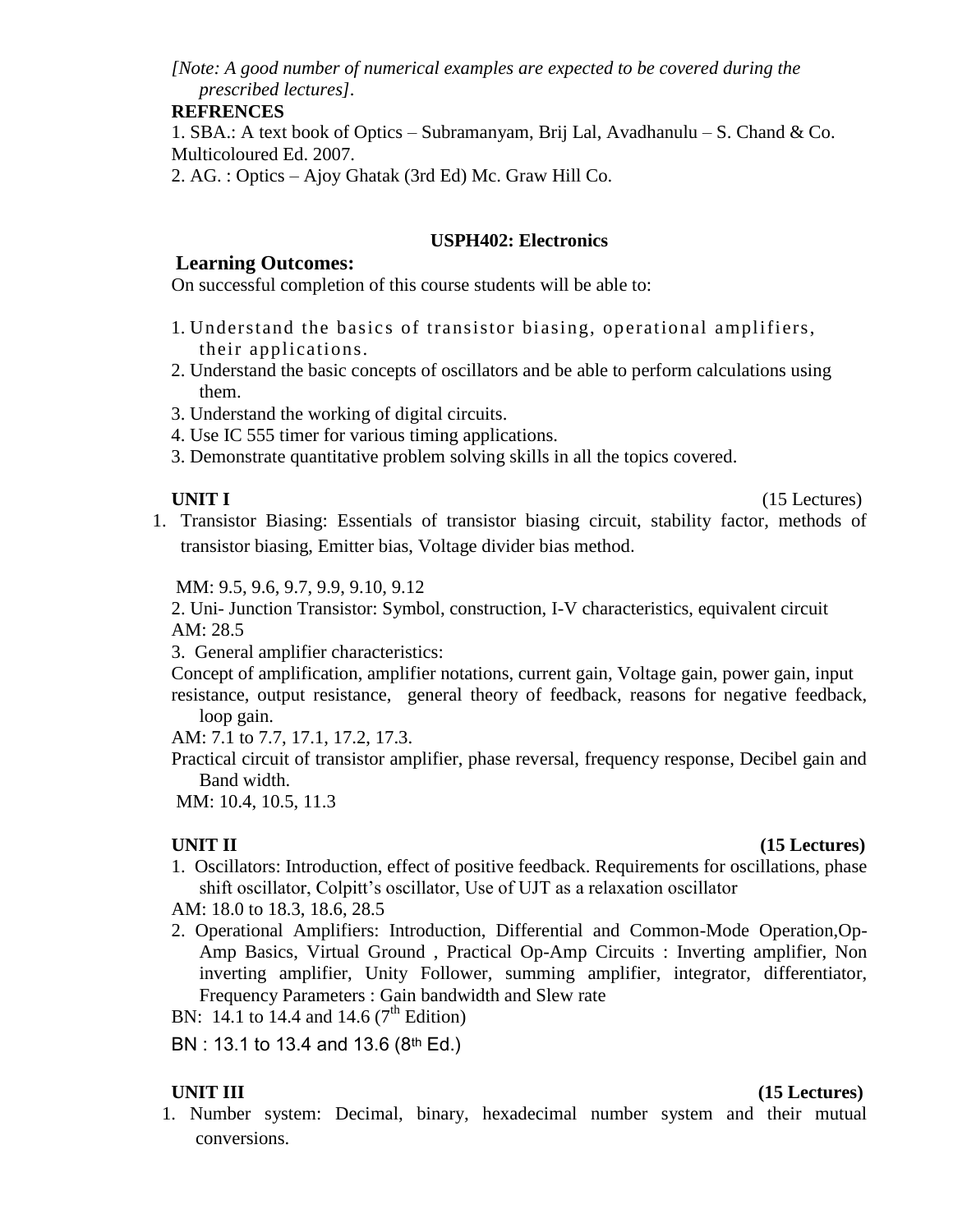*[Note: A good number of numerical examples are expected to be covered during the prescribed lectures].*

**REFRENCES**

1. SBA.: A text book of Optics – Subramanyam, Brij Lal, Avadhanulu – S. Chand & Co. Multicoloured Ed. 2007.
2. AG. : Optics – Ajoy Ghatak (3rd Ed) Mc. Graw Hill Co.

## USPH402: Electronics

### Learning Outcomes:

On successful completion of this course students will be able to:

1. Understand the basics of transistor biasing, operational amplifiers, their applications.
2. Understand the basic concepts of oscillators and be able to perform calculations using them.
3. Understand the working of digital circuits.
4. Use IC 555 timer for various timing applications.
3. Demonstrate quantitative problem solving skills in all the topics covered.

**UNIT I** (15 Lectures)

1. Transistor Biasing: Essentials of transistor biasing circuit, stability factor, methods of transistor biasing, Emitter bias, Voltage divider bias method.

MM: 9.5, 9.6, 9.7, 9.9, 9.10, 9.12

2. Uni- Junction Transistor: Symbol, construction, I-V characteristics, equivalent circuit

AM: 28.5

3. General amplifier characteristics:

Concept of amplification, amplifier notations, current gain, Voltage gain, power gain, input resistance, output resistance, general theory of feedback, reasons for negative feedback, loop gain.

AM: 7.1 to 7.7, 17.1, 17.2, 17.3.

Practical circuit of transistor amplifier, phase reversal, frequency response, Decibel gain and Band width.

MM: 10.4, 10.5, 11.3

**UNIT II** **(15 Lectures)**

1. Oscillators: Introduction, effect of positive feedback. Requirements for oscillations, phase shift oscillator, Colpitt's oscillator, Use of UJT as a relaxation oscillator

AM: 18.0 to 18.3, 18.6, 28.5

2. Operational Amplifiers: Introduction, Differential and Common-Mode Operation,Op-Amp Basics, Virtual Ground , Practical Op-Amp Circuits : Inverting amplifier, Non inverting amplifier, Unity Follower, summing amplifier, integrator, differentiator, Frequency Parameters : Gain bandwidth and Slew rate

BN: 14.1 to 14.4 and 14.6 (7th Edition)

BN : 13.1 to 13.4 and 13.6 (8th Ed.)

**UNIT III** **(15 Lectures)**

1. Number system: Decimal, binary, hexadecimal number system and their mutual conversions.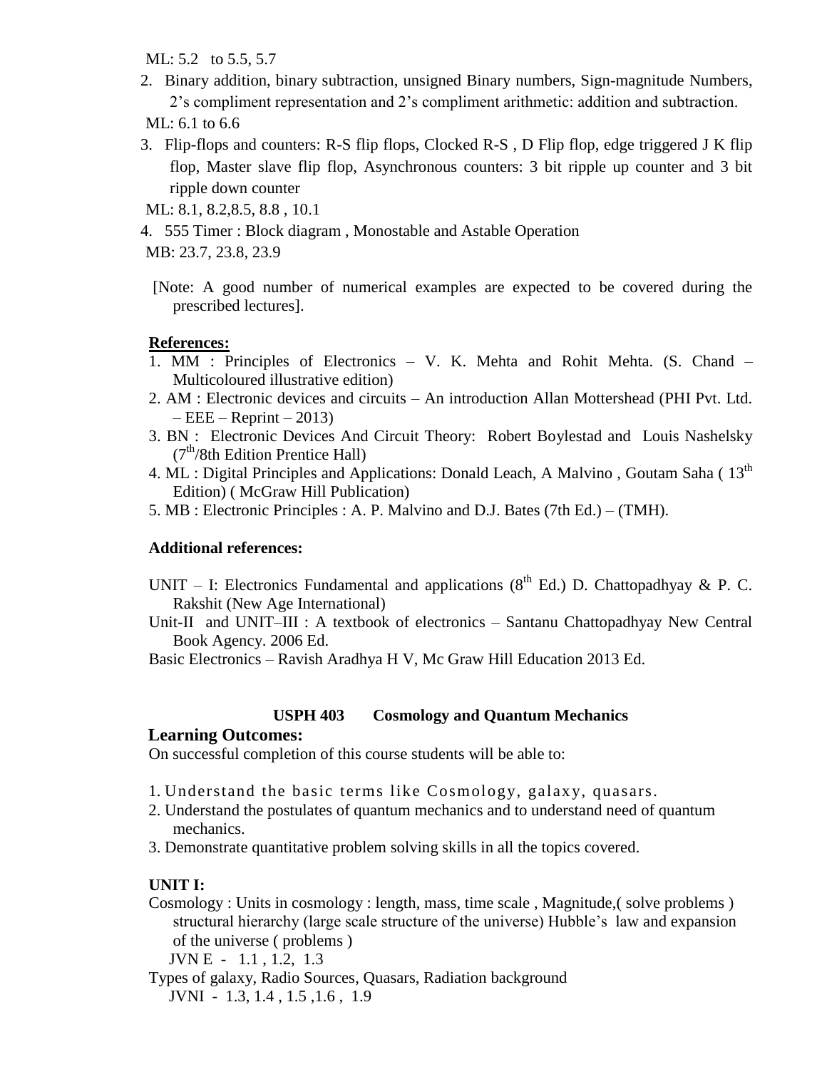ML: 5.2 to 5.5, 5.7

2. Binary addition, binary subtraction, unsigned Binary numbers, Sign-magnitude Numbers, 2's compliment representation and 2's compliment arithmetic: addition and subtraction.

ML: 6.1 to 6.6

3. Flip-flops and counters: R-S flip flops, Clocked R-S , D Flip flop, edge triggered J K flip flop, Master slave flip flop, Asynchronous counters: 3 bit ripple up counter and 3 bit ripple down counter

ML: 8.1, 8.2,8.5, 8.8 , 10.1

4. 555 Timer : Block diagram , Monostable and Astable Operation

MB: 23.7, 23.8, 23.9

[Note: A good number of numerical examples are expected to be covered during the prescribed lectures].

**References:**

1. MM : Principles of Electronics – V. K. Mehta and Rohit Mehta. (S. Chand – Multicoloured illustrative edition)
2. AM : Electronic devices and circuits – An introduction Allan Mottershead (PHI Pvt. Ltd. – EEE – Reprint – 2013)
3. BN : Electronic Devices And Circuit Theory: Robert Boylestad and Louis Nashelsky (7th/8th Edition Prentice Hall)
4. ML : Digital Principles and Applications: Donald Leach, A Malvino , Goutam Saha ( 13th Edition) ( McGraw Hill Publication)
5. MB : Electronic Principles : A. P. Malvino and D.J. Bates (7th Ed.) – (TMH).

**Additional references:**

UNIT – I: Electronics Fundamental and applications (8th Ed.) D. Chattopadhyay & P. C. Rakshit (New Age International)

Unit-II and UNIT–III : A textbook of electronics – Santanu Chattopadhyay New Central Book Agency. 2006 Ed.

Basic Electronics – Ravish Aradhya H V, Mc Graw Hill Education 2013 Ed.

## USPH 403 Cosmology and Quantum Mechanics

**Learning Outcomes:**

On successful completion of this course students will be able to:

1. Understand the basic terms like Cosmology, galaxy, quasars.
2. Understand the postulates of quantum mechanics and to understand need of quantum mechanics.
3. Demonstrate quantitative problem solving skills in all the topics covered.

**UNIT I:**

Cosmology : Units in cosmology : length, mass, time scale , Magnitude,( solve problems ) structural hierarchy (large scale structure of the universe) Hubble's law and expansion of the universe ( problems )

JVN E - 1.1 , 1.2, 1.3

Types of galaxy, Radio Sources, Quasars, Radiation background

JVNI - 1.3, 1.4 , 1.5 ,1.6 , 1.9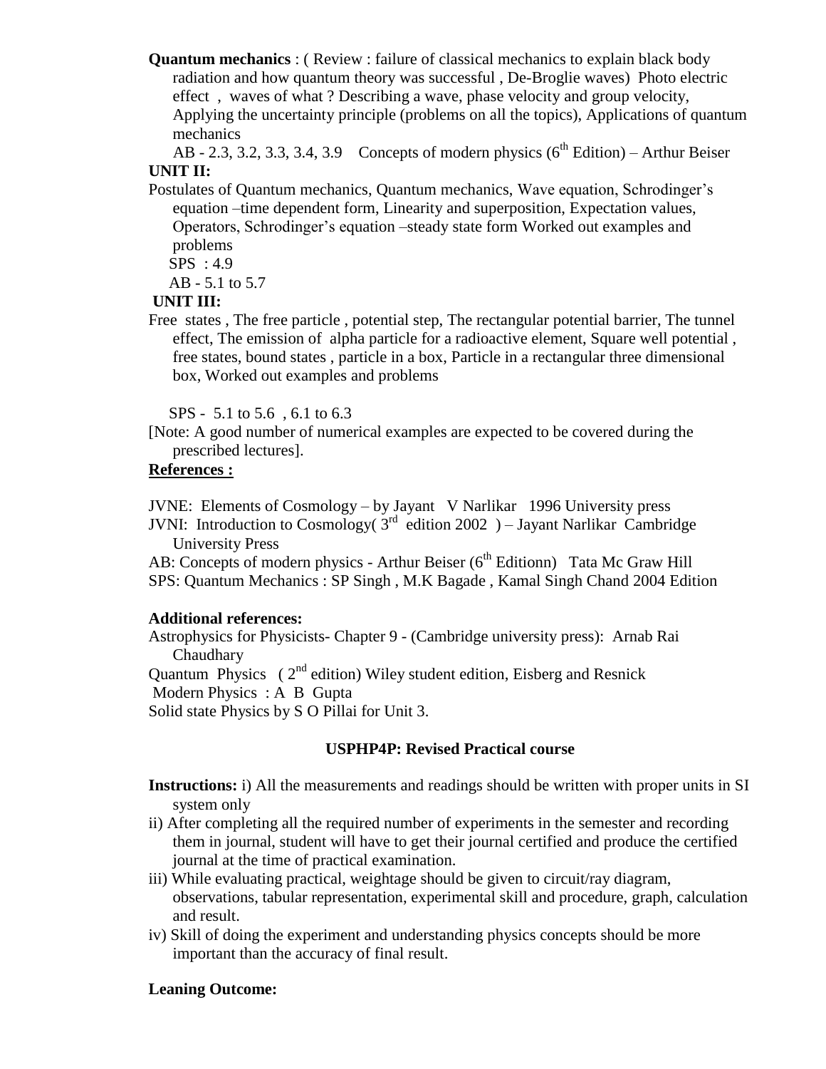**Quantum mechanics** : ( Review : failure of classical mechanics to explain black body radiation and how quantum theory was successful , De-Broglie waves) Photo electric effect , waves of what ? Describing a wave, phase velocity and group velocity, Applying the uncertainty principle (problems on all the topics), Applications of quantum mechanics

AB - 2.3, 3.2, 3.3, 3.4, 3.9 Concepts of modern physics ($6^{th}$ Edition) – Arthur Beiser

**UNIT II:**

Postulates of Quantum mechanics, Quantum mechanics, Wave equation, Schrodinger's equation –time dependent form, Linearity and superposition, Expectation values, Operators, Schrodinger's equation –steady state form Worked out examples and problems

SPS : 4.9

AB - 5.1 to 5.7

**UNIT III:**

Free states , The free particle , potential step, The rectangular potential barrier, The tunnel effect, The emission of alpha particle for a radioactive element, Square well potential , free states, bound states , particle in a box, Particle in a rectangular three dimensional box, Worked out examples and problems

SPS - 5.1 to 5.6 , 6.1 to 6.3

[Note: A good number of numerical examples are expected to be covered during the prescribed lectures].

**References :**

JVNE: Elements of Cosmology – by Jayant V Narlikar 1996 University press

JVNI: Introduction to Cosmology( $3^{rd}$ edition 2002 ) – Jayant Narlikar Cambridge University Press

AB: Concepts of modern physics - Arthur Beiser ($6^{th}$ Editionn) Tata Mc Graw Hill

SPS: Quantum Mechanics : SP Singh , M.K Bagade , Kamal Singh Chand 2004 Edition

**Additional references:**

Astrophysics for Physicists- Chapter 9 - (Cambridge university press): Arnab Rai Chaudhary

Quantum Physics ( $2^{nd}$ edition) Wiley student edition, Eisberg and Resnick

Modern Physics : A B Gupta

Solid state Physics by S O Pillai for Unit 3.

## USPHP4P: Revised Practical course

**Instructions:** i) All the measurements and readings should be written with proper units in SI system only

ii) After completing all the required number of experiments in the semester and recording them in journal, student will have to get their journal certified and produce the certified journal at the time of practical examination.

iii) While evaluating practical, weightage should be given to circuit/ray diagram, observations, tabular representation, experimental skill and procedure, graph, calculation and result.

iv) Skill of doing the experiment and understanding physics concepts should be more important than the accuracy of final result.

**Leaning Outcome:**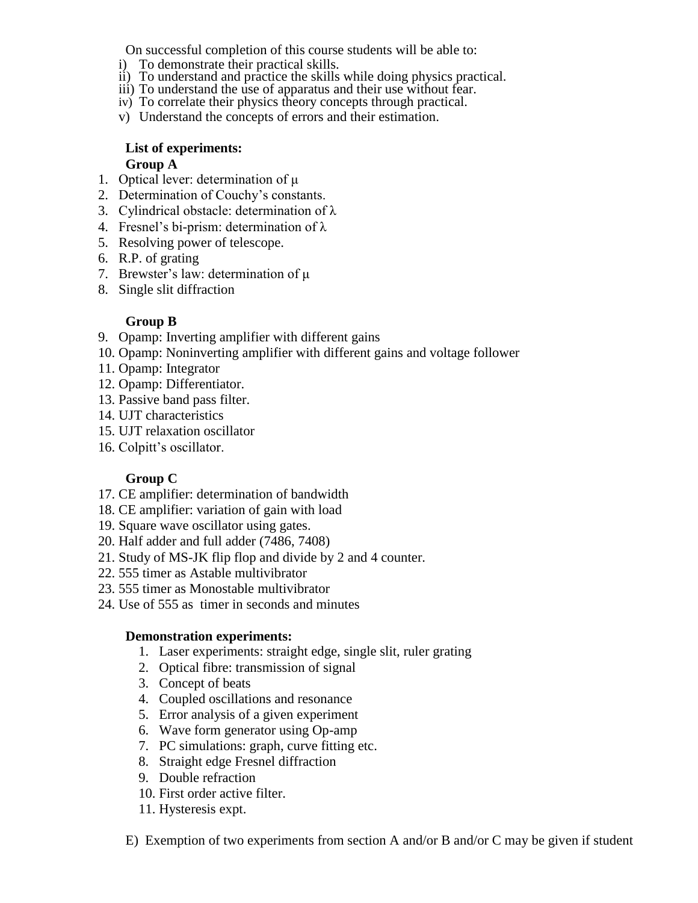On successful completion of this course students will be able to:

i) To demonstrate their practical skills.
ii) To understand and practice the skills while doing physics practical.
iii) To understand the use of apparatus and their use without fear.
iv) To correlate their physics theory concepts through practical.
v) Understand the concepts of errors and their estimation.

**List of experiments:**

**Group A**

1. Optical lever: determination of $\mu$
2. Determination of Couchy's constants.
3. Cylindrical obstacle: determination of $\lambda$
4. Fresnel's bi-prism: determination of $\lambda$
5. Resolving power of telescope.
6. R.P. of grating
7. Brewster's law: determination of $\mu$
8. Single slit diffraction

**Group B**

9. Opamp: Inverting amplifier with different gains
10. Opamp: Noninverting amplifier with different gains and voltage follower
11. Opamp: Integrator
12. Opamp: Differentiator.
13. Passive band pass filter.
14. UJT characteristics
15. UJT relaxation oscillator
16. Colpitt's oscillator.

**Group C**

17. CE amplifier: determination of bandwidth
18. CE amplifier: variation of gain with load
19. Square wave oscillator using gates.
20. Half adder and full adder (7486, 7408)
21. Study of MS-JK flip flop and divide by 2 and 4 counter.
22. 555 timer as Astable multivibrator
23. 555 timer as Monostable multivibrator
24. Use of 555 as timer in seconds and minutes

**Demonstration experiments:**

1. Laser experiments: straight edge, single slit, ruler grating
2. Optical fibre: transmission of signal
3. Concept of beats
4. Coupled oscillations and resonance
5. Error analysis of a given experiment
6. Wave form generator using Op-amp
7. PC simulations: graph, curve fitting etc.
8. Straight edge Fresnel diffraction
9. Double refraction
10. First order active filter.
11. Hysteresis expt.

E) Exemption of two experiments from section A and/or B and/or C may be given if student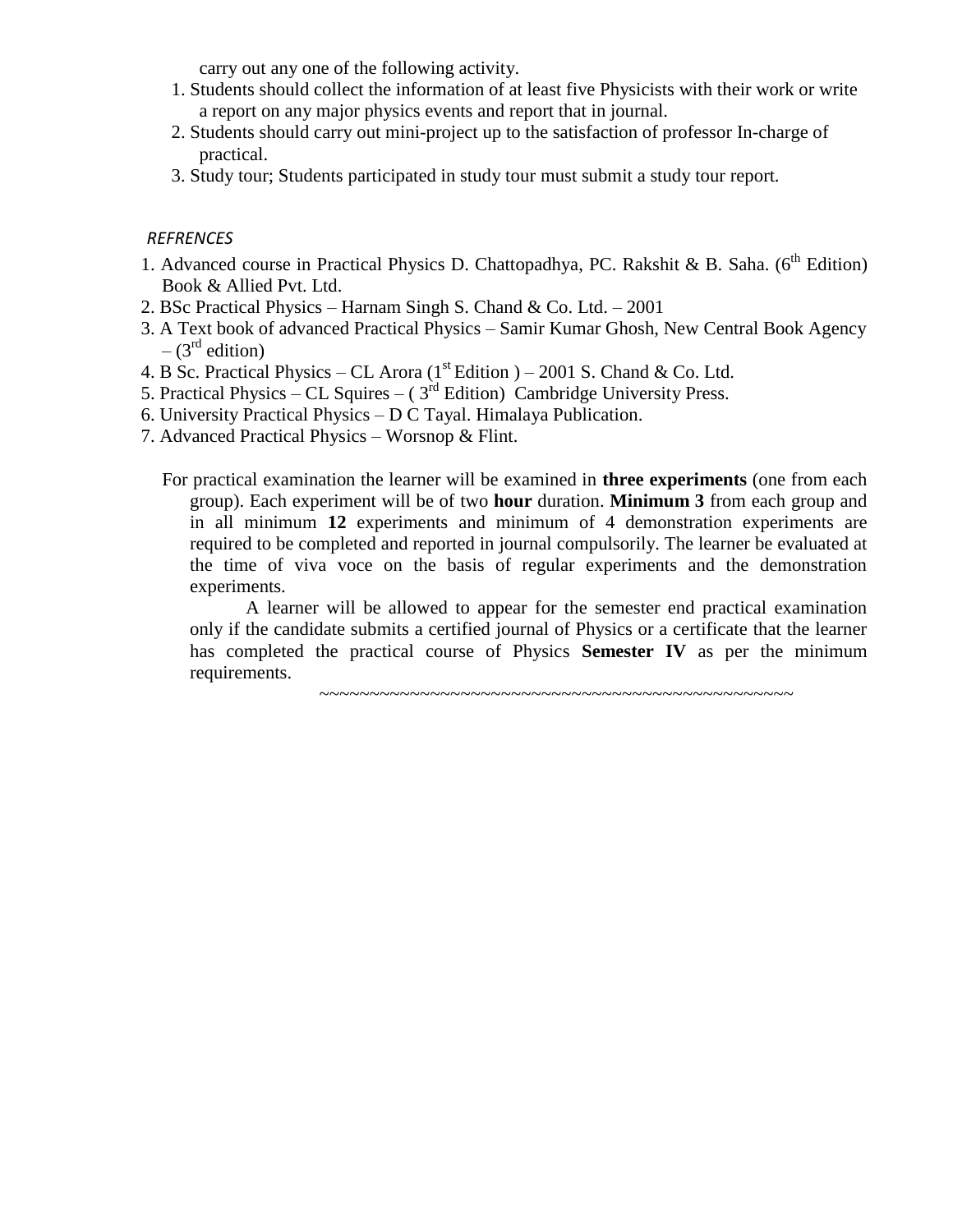carry out any one of the following activity.

1. Students should collect the information of at least five Physicists with their work or write a report on any major physics events and report that in journal.
2. Students should carry out mini-project up to the satisfaction of professor In-charge of practical.
3. Study tour; Students participated in study tour must submit a study tour report.

*REFRENCES*

1. Advanced course in Practical Physics D. Chattopadhya, PC. Rakshit & B. Saha. (6th Edition) Book & Allied Pvt. Ltd.
2. BSc Practical Physics – Harnam Singh S. Chand & Co. Ltd. – 2001
3. A Text book of advanced Practical Physics – Samir Kumar Ghosh, New Central Book Agency – (3rd edition)
4. B Sc. Practical Physics – CL Arora (1st Edition ) – 2001 S. Chand & Co. Ltd.
5. Practical Physics – CL Squires – ( 3rd Edition) Cambridge University Press.
6. University Practical Physics – D C Tayal. Himalaya Publication.
7. Advanced Practical Physics – Worsnop & Flint.

For practical examination the learner will be examined in **three experiments** (one from each group). Each experiment will be of two **hour** duration. **Minimum 3** from each group and in all minimum **12** experiments and minimum of 4 demonstration experiments are required to be completed and reported in journal compulsorily. The learner be evaluated at the time of viva voce on the basis of regular experiments and the demonstration experiments.

A learner will be allowed to appear for the semester end practical examination only if the candidate submits a certified journal of Physics or a certificate that the learner has completed the practical course of Physics **Semester IV** as per the minimum requirements.

~~~~~~~~~~~~~~~~~~~~~~~~~~~~~~~~~~~~~~~~~~~~~~~~~~~~